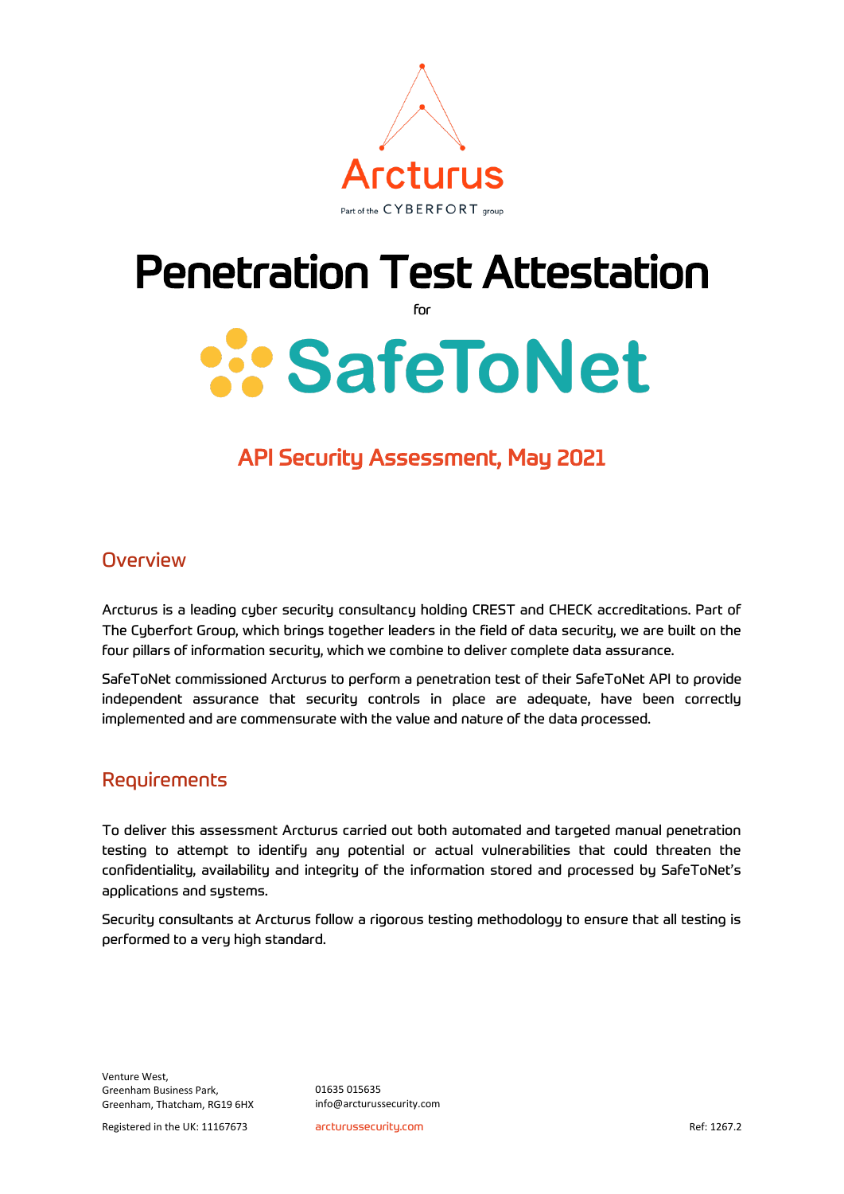Arcturus

Part of the CYBERFORT group

# Penetration Test Attestation

for

# SafeToNet

## API Security Assessment, May 2021

## Overview

Arcturus is a leading cyber security consultancy holding CREST and CHECK accreditations. Part of The Cyberfort Group, which brings together leaders in the field of data security, we are built on the four pillars of information security, which we combine to deliver complete data assurance.

SafeToNet commissioned Arcturus to perform a penetration test of their SafeToNet API to provide independent assurance that security controls in place are adequate, have been correctly implemented and are commensurate with the value and nature of the data processed.

## Requirements

To deliver this assessment Arcturus carried out both automated and targeted manual penetration testing to attempt to identify any potential or actual vulnerabilities that could threaten the confidentiality, availability and integrity of the information stored and processed by SafeToNet's applications and systems.

Security consultants at Arcturus follow a rigorous testing methodology to ensure that all testing is performed to a very high standard.

Venture West,
Greenham Business Park,
Greenham, Thatcham, RG19 6HX

Registered in the UK: 11167673

01635 015635
info@arcturussecurity.com

arcturussecurity.com

Ref: 1267.2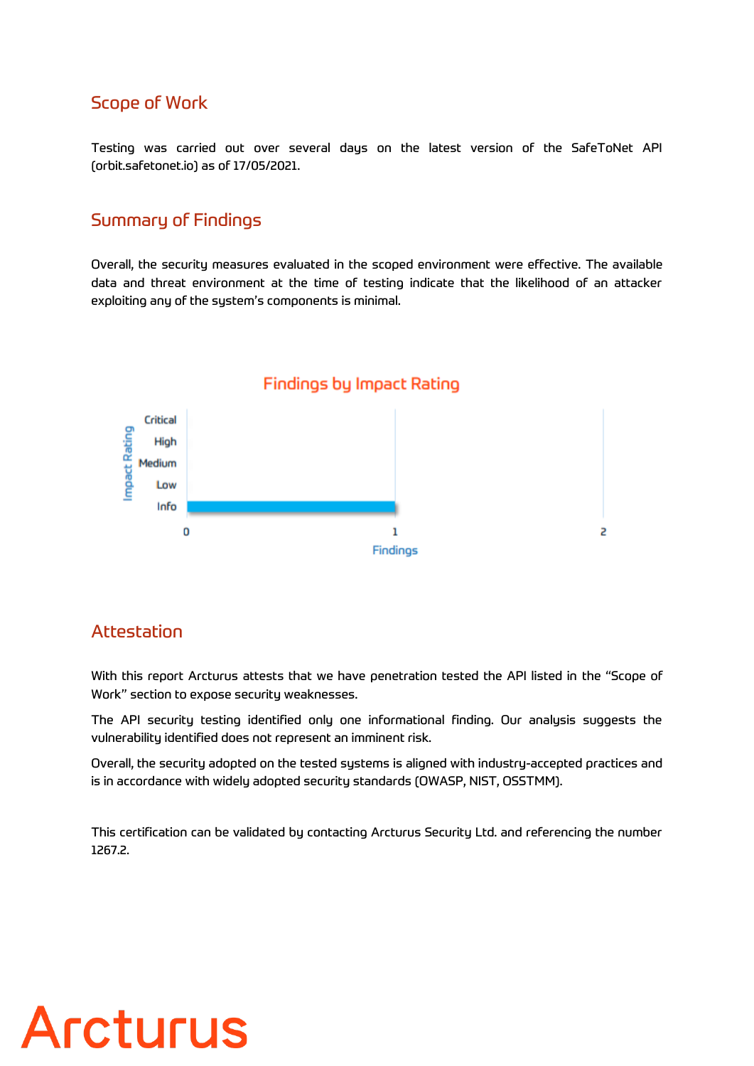## Scope of Work

Testing was carried out over several days on the latest version of the SafeToNet API (orbit.safetonet.io) as of 17/05/2021.

## Summary of Findings

Overall, the security measures evaluated in the scoped environment were effective. The available data and threat environment at the time of testing indicate that the likelihood of an attacker exploiting any of the system's components is minimal.

Findings by Impact Rating

Impact Rating

Critical

High

Medium

Low

Info

0

1

2

Findings

## Attestation

With this report Arcturus attests that we have penetration tested the API listed in the "Scope of Work" section to expose security weaknesses.

The API security testing identified only one informational finding. Our analysis suggests the vulnerability identified does not represent an imminent risk.

Overall, the security adopted on the tested systems is aligned with industry-accepted practices and is in accordance with widely adopted security standards (OWASP, NIST, OSSTMM).

This certification can be validated by contacting Arcturus Security Ltd. and referencing the number 1267.2.

Arcturus